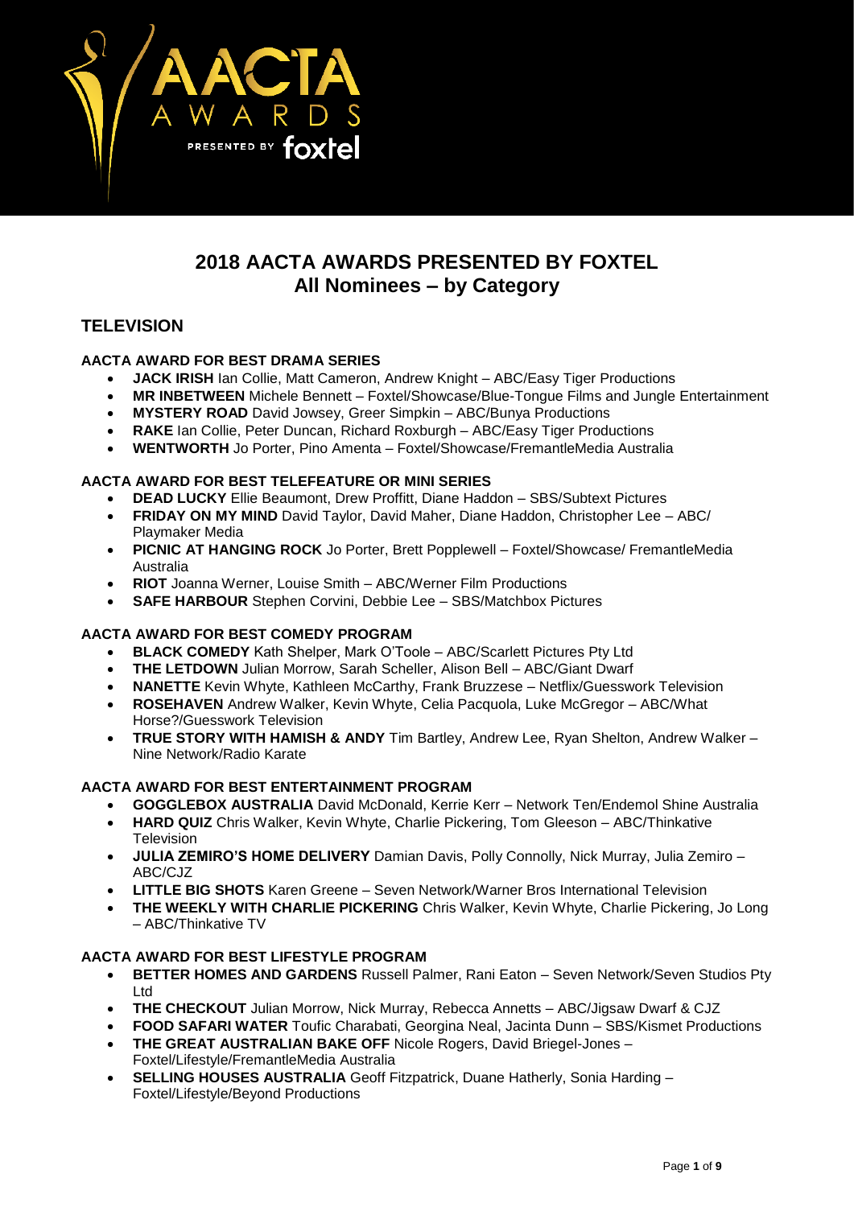# 2018 AACTA AWARDS PRESENTED BY FOXTEL
# All Nominees – by Category

## TELEVISION

### AACTA AWARD FOR BEST DRAMA SERIES

- **JACK IRISH** Ian Collie, Matt Cameron, Andrew Knight – ABC/Easy Tiger Productions
- **MR INBETWEEN** Michele Bennett – Foxtel/Showcase/Blue-Tongue Films and Jungle Entertainment
- **MYSTERY ROAD** David Jowsey, Greer Simpkin – ABC/Bunya Productions
- **RAKE** Ian Collie, Peter Duncan, Richard Roxburgh – ABC/Easy Tiger Productions
- **WENTWORTH** Jo Porter, Pino Amenta – Foxtel/Showcase/FremantleMedia Australia

### AACTA AWARD FOR BEST TELEFEATURE OR MINI SERIES

- **DEAD LUCKY** Ellie Beaumont, Drew Proffitt, Diane Haddon – SBS/Subtext Pictures
- **FRIDAY ON MY MIND** David Taylor, David Maher, Diane Haddon, Christopher Lee – ABC/ Playmaker Media
- **PICNIC AT HANGING ROCK** Jo Porter, Brett Popplewell – Foxtel/Showcase/ FremantleMedia Australia
- **RIOT** Joanna Werner, Louise Smith – ABC/Werner Film Productions
- **SAFE HARBOUR** Stephen Corvini, Debbie Lee – SBS/Matchbox Pictures

### AACTA AWARD FOR BEST COMEDY PROGRAM

- **BLACK COMEDY** Kath Shelper, Mark O'Toole – ABC/Scarlett Pictures Pty Ltd
- **THE LETDOWN** Julian Morrow, Sarah Scheller, Alison Bell – ABC/Giant Dwarf
- **NANETTE** Kevin Whyte, Kathleen McCarthy, Frank Bruzzese – Netflix/Guesswork Television
- **ROSEHAVEN** Andrew Walker, Kevin Whyte, Celia Pacquola, Luke McGregor – ABC/What Horse?/Guesswork Television
- **TRUE STORY WITH HAMISH & ANDY** Tim Bartley, Andrew Lee, Ryan Shelton, Andrew Walker – Nine Network/Radio Karate

### AACTA AWARD FOR BEST ENTERTAINMENT PROGRAM

- **GOGGLEBOX AUSTRALIA** David McDonald, Kerrie Kerr – Network Ten/Endemol Shine Australia
- **HARD QUIZ** Chris Walker, Kevin Whyte, Charlie Pickering, Tom Gleeson – ABC/Thinkative Television
- **JULIA ZEMIRO'S HOME DELIVERY** Damian Davis, Polly Connolly, Nick Murray, Julia Zemiro – ABC/CJZ
- **LITTLE BIG SHOTS** Karen Greene – Seven Network/Warner Bros International Television
- **THE WEEKLY WITH CHARLIE PICKERING** Chris Walker, Kevin Whyte, Charlie Pickering, Jo Long – ABC/Thinkative TV

### AACTA AWARD FOR BEST LIFESTYLE PROGRAM

- **BETTER HOMES AND GARDENS** Russell Palmer, Rani Eaton – Seven Network/Seven Studios Pty Ltd
- **THE CHECKOUT** Julian Morrow, Nick Murray, Rebecca Annetts – ABC/Jigsaw Dwarf & CJZ
- **FOOD SAFARI WATER** Toufic Charabati, Georgina Neal, Jacinta Dunn – SBS/Kismet Productions
- **THE GREAT AUSTRALIAN BAKE OFF** Nicole Rogers, David Briegel-Jones – Foxtel/Lifestyle/FremantleMedia Australia
- **SELLING HOUSES AUSTRALIA** Geoff Fitzpatrick, Duane Hatherly, Sonia Harding – Foxtel/Lifestyle/Beyond Productions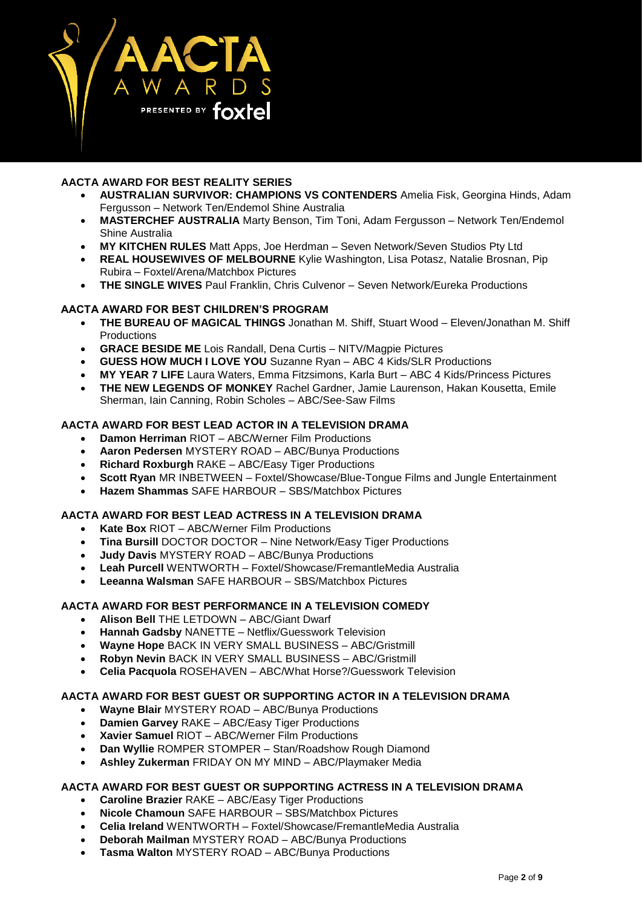## AACTA AWARD FOR BEST REALITY SERIES

- **AUSTRALIAN SURVIVOR: CHAMPIONS VS CONTENDERS** Amelia Fisk, Georgina Hinds, Adam Fergusson – Network Ten/Endemol Shine Australia
- **MASTERCHEF AUSTRALIA** Marty Benson, Tim Toni, Adam Fergusson – Network Ten/Endemol Shine Australia
- **MY KITCHEN RULES** Matt Apps, Joe Herdman – Seven Network/Seven Studios Pty Ltd
- **REAL HOUSEWIVES OF MELBOURNE** Kylie Washington, Lisa Potasz, Natalie Brosnan, Pip Rubira – Foxtel/Arena/Matchbox Pictures
- **THE SINGLE WIVES** Paul Franklin, Chris Culvenor – Seven Network/Eureka Productions

## AACTA AWARD FOR BEST CHILDREN'S PROGRAM

- **THE BUREAU OF MAGICAL THINGS** Jonathan M. Shiff, Stuart Wood – Eleven/Jonathan M. Shiff Productions
- **GRACE BESIDE ME** Lois Randall, Dena Curtis – NITV/Magpie Pictures
- **GUESS HOW MUCH I LOVE YOU** Suzanne Ryan – ABC 4 Kids/SLR Productions
- **MY YEAR 7 LIFE** Laura Waters, Emma Fitzsimons, Karla Burt – ABC 4 Kids/Princess Pictures
- **THE NEW LEGENDS OF MONKEY** Rachel Gardner, Jamie Laurenson, Hakan Kousetta, Emile Sherman, Iain Canning, Robin Scholes – ABC/See-Saw Films

## AACTA AWARD FOR BEST LEAD ACTOR IN A TELEVISION DRAMA

- **Damon Herriman** RIOT – ABC/Werner Film Productions
- **Aaron Pedersen** MYSTERY ROAD – ABC/Bunya Productions
- **Richard Roxburgh** RAKE – ABC/Easy Tiger Productions
- **Scott Ryan** MR INBETWEEN – Foxtel/Showcase/Blue-Tongue Films and Jungle Entertainment
- **Hazem Shammas** SAFE HARBOUR – SBS/Matchbox Pictures

## AACTA AWARD FOR BEST LEAD ACTRESS IN A TELEVISION DRAMA

- **Kate Box** RIOT – ABC/Werner Film Productions
- **Tina Bursill** DOCTOR DOCTOR – Nine Network/Easy Tiger Productions
- **Judy Davis** MYSTERY ROAD – ABC/Bunya Productions
- **Leah Purcell** WENTWORTH – Foxtel/Showcase/FremantleMedia Australia
- **Leeanna Walsman** SAFE HARBOUR – SBS/Matchbox Pictures

## AACTA AWARD FOR BEST PERFORMANCE IN A TELEVISION COMEDY

- **Alison Bell** THE LETDOWN – ABC/Giant Dwarf
- **Hannah Gadsby** NANETTE – Netflix/Guesswork Television
- **Wayne Hope** BACK IN VERY SMALL BUSINESS – ABC/Gristmill
- **Robyn Nevin** BACK IN VERY SMALL BUSINESS – ABC/Gristmill
- **Celia Pacquola** ROSEHAVEN – ABC/What Horse?/Guesswork Television

## AACTA AWARD FOR BEST GUEST OR SUPPORTING ACTOR IN A TELEVISION DRAMA

- **Wayne Blair** MYSTERY ROAD – ABC/Bunya Productions
- **Damien Garvey** RAKE – ABC/Easy Tiger Productions
- **Xavier Samuel** RIOT – ABC/Werner Film Productions
- **Dan Wyllie** ROMPER STOMPER – Stan/Roadshow Rough Diamond
- **Ashley Zukerman** FRIDAY ON MY MIND – ABC/Playmaker Media

## AACTA AWARD FOR BEST GUEST OR SUPPORTING ACTRESS IN A TELEVISION DRAMA

- **Caroline Brazier** RAKE – ABC/Easy Tiger Productions
- **Nicole Chamoun** SAFE HARBOUR – SBS/Matchbox Pictures
- **Celia Ireland** WENTWORTH – Foxtel/Showcase/FremantleMedia Australia
- **Deborah Mailman** MYSTERY ROAD – ABC/Bunya Productions
- **Tasma Walton** MYSTERY ROAD – ABC/Bunya Productions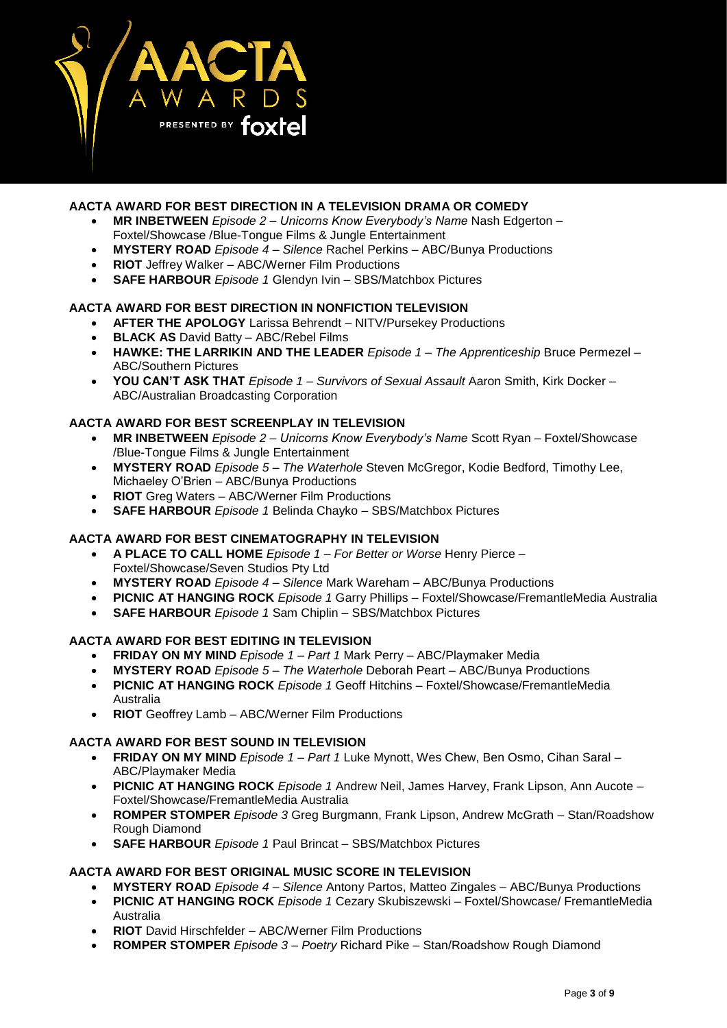### AACTA AWARD FOR BEST DIRECTION IN A TELEVISION DRAMA OR COMEDY

- **MR INBETWEEN** *Episode 2 – Unicorns Know Everybody's Name* Nash Edgerton – Foxtel/Showcase /Blue-Tongue Films & Jungle Entertainment
- **MYSTERY ROAD** *Episode 4 – Silence* Rachel Perkins – ABC/Bunya Productions
- **RIOT** Jeffrey Walker – ABC/Werner Film Productions
- **SAFE HARBOUR** *Episode 1* Glendyn Ivin – SBS/Matchbox Pictures

### AACTA AWARD FOR BEST DIRECTION IN NONFICTION TELEVISION

- **AFTER THE APOLOGY** Larissa Behrendt – NITV/Pursekey Productions
- **BLACK AS** David Batty – ABC/Rebel Films
- **HAWKE: THE LARRIKIN AND THE LEADER** *Episode 1 – The Apprenticeship* Bruce Permezel – ABC/Southern Pictures
- **YOU CAN'T ASK THAT** *Episode 1 – Survivors of Sexual Assault* Aaron Smith, Kirk Docker – ABC/Australian Broadcasting Corporation

### AACTA AWARD FOR BEST SCREENPLAY IN TELEVISION

- **MR INBETWEEN** *Episode 2 – Unicorns Know Everybody's Name* Scott Ryan – Foxtel/Showcase /Blue-Tongue Films & Jungle Entertainment
- **MYSTERY ROAD** *Episode 5 – The Waterhole* Steven McGregor, Kodie Bedford, Timothy Lee, Michaeley O'Brien – ABC/Bunya Productions
- **RIOT** Greg Waters – ABC/Werner Film Productions
- **SAFE HARBOUR** *Episode 1* Belinda Chayko – SBS/Matchbox Pictures

### AACTA AWARD FOR BEST CINEMATOGRAPHY IN TELEVISION

- **A PLACE TO CALL HOME** *Episode 1 – For Better or Worse* Henry Pierce – Foxtel/Showcase/Seven Studios Pty Ltd
- **MYSTERY ROAD** *Episode 4 – Silence* Mark Wareham – ABC/Bunya Productions
- **PICNIC AT HANGING ROCK** *Episode 1* Garry Phillips – Foxtel/Showcase/FremantleMedia Australia
- **SAFE HARBOUR** *Episode 1* Sam Chiplin – SBS/Matchbox Pictures

### AACTA AWARD FOR BEST EDITING IN TELEVISION

- **FRIDAY ON MY MIND** *Episode 1 – Part 1* Mark Perry – ABC/Playmaker Media
- **MYSTERY ROAD** *Episode 5 – The Waterhole* Deborah Peart – ABC/Bunya Productions
- **PICNIC AT HANGING ROCK** *Episode 1* Geoff Hitchins – Foxtel/Showcase/FremantleMedia Australia
- **RIOT** Geoffrey Lamb – ABC/Werner Film Productions

### AACTA AWARD FOR BEST SOUND IN TELEVISION

- **FRIDAY ON MY MIND** *Episode 1 – Part 1* Luke Mynott, Wes Chew, Ben Osmo, Cihan Saral – ABC/Playmaker Media
- **PICNIC AT HANGING ROCK** *Episode 1* Andrew Neil, James Harvey, Frank Lipson, Ann Aucote – Foxtel/Showcase/FremantleMedia Australia
- **ROMPER STOMPER** *Episode 3* Greg Burgmann, Frank Lipson, Andrew McGrath – Stan/Roadshow Rough Diamond
- **SAFE HARBOUR** *Episode 1* Paul Brincat – SBS/Matchbox Pictures

### AACTA AWARD FOR BEST ORIGINAL MUSIC SCORE IN TELEVISION

- **MYSTERY ROAD** *Episode 4 – Silence* Antony Partos, Matteo Zingales – ABC/Bunya Productions
- **PICNIC AT HANGING ROCK** *Episode 1* Cezary Skubiszewski – Foxtel/Showcase/ FremantleMedia Australia
- **RIOT** David Hirschfelder – ABC/Werner Film Productions
- **ROMPER STOMPER** *Episode 3 – Poetry* Richard Pike – Stan/Roadshow Rough Diamond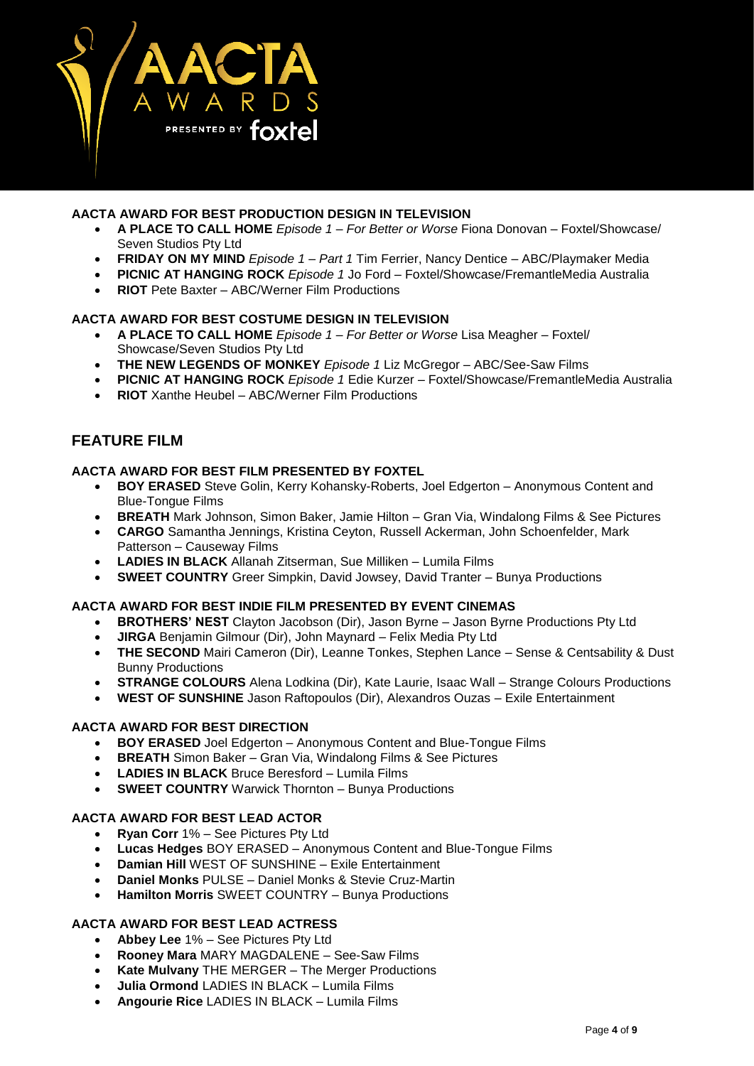#### AACTA AWARD FOR BEST PRODUCTION DESIGN IN TELEVISION

- **A PLACE TO CALL HOME** *Episode 1 – For Better or Worse* Fiona Donovan – Foxtel/Showcase/ Seven Studios Pty Ltd
- **FRIDAY ON MY MIND** *Episode 1 – Part 1* Tim Ferrier, Nancy Dentice – ABC/Playmaker Media
- **PICNIC AT HANGING ROCK** *Episode 1* Jo Ford – Foxtel/Showcase/FremantleMedia Australia
- **RIOT** Pete Baxter – ABC/Werner Film Productions

#### AACTA AWARD FOR BEST COSTUME DESIGN IN TELEVISION

- **A PLACE TO CALL HOME** *Episode 1 – For Better or Worse* Lisa Meagher – Foxtel/ Showcase/Seven Studios Pty Ltd
- **THE NEW LEGENDS OF MONKEY** *Episode 1* Liz McGregor – ABC/See-Saw Films
- **PICNIC AT HANGING ROCK** *Episode 1* Edie Kurzer – Foxtel/Showcase/FremantleMedia Australia
- **RIOT** Xanthe Heubel – ABC/Werner Film Productions

## FEATURE FILM

#### AACTA AWARD FOR BEST FILM PRESENTED BY FOXTEL

- **BOY ERASED** Steve Golin, Kerry Kohansky-Roberts, Joel Edgerton – Anonymous Content and Blue-Tongue Films
- **BREATH** Mark Johnson, Simon Baker, Jamie Hilton – Gran Via, Windalong Films & See Pictures
- **CARGO** Samantha Jennings, Kristina Ceyton, Russell Ackerman, John Schoenfelder, Mark Patterson – Causeway Films
- **LADIES IN BLACK** Allanah Zitserman, Sue Milliken – Lumila Films
- **SWEET COUNTRY** Greer Simpkin, David Jowsey, David Tranter – Bunya Productions

#### AACTA AWARD FOR BEST INDIE FILM PRESENTED BY EVENT CINEMAS

- **BROTHERS' NEST** Clayton Jacobson (Dir), Jason Byrne – Jason Byrne Productions Pty Ltd
- **JIRGA** Benjamin Gilmour (Dir), John Maynard – Felix Media Pty Ltd
- **THE SECOND** Mairi Cameron (Dir), Leanne Tonkes, Stephen Lance – Sense & Centsability & Dust Bunny Productions
- **STRANGE COLOURS** Alena Lodkina (Dir), Kate Laurie, Isaac Wall – Strange Colours Productions
- **WEST OF SUNSHINE** Jason Raftopoulos (Dir), Alexandros Ouzas – Exile Entertainment

#### AACTA AWARD FOR BEST DIRECTION

- **BOY ERASED** Joel Edgerton – Anonymous Content and Blue-Tongue Films
- **BREATH** Simon Baker – Gran Via, Windalong Films & See Pictures
- **LADIES IN BLACK** Bruce Beresford – Lumila Films
- **SWEET COUNTRY** Warwick Thornton – Bunya Productions

#### AACTA AWARD FOR BEST LEAD ACTOR

- **Ryan Corr** 1% – See Pictures Pty Ltd
- **Lucas Hedges** BOY ERASED – Anonymous Content and Blue-Tongue Films
- **Damian Hill** WEST OF SUNSHINE – Exile Entertainment
- **Daniel Monks** PULSE – Daniel Monks & Stevie Cruz-Martin
- **Hamilton Morris** SWEET COUNTRY – Bunya Productions

#### AACTA AWARD FOR BEST LEAD ACTRESS

- **Abbey Lee** 1% – See Pictures Pty Ltd
- **Rooney Mara** MARY MAGDALENE – See-Saw Films
- **Kate Mulvany** THE MERGER – The Merger Productions
- **Julia Ormond** LADIES IN BLACK – Lumila Films
- **Angourie Rice** LADIES IN BLACK – Lumila Films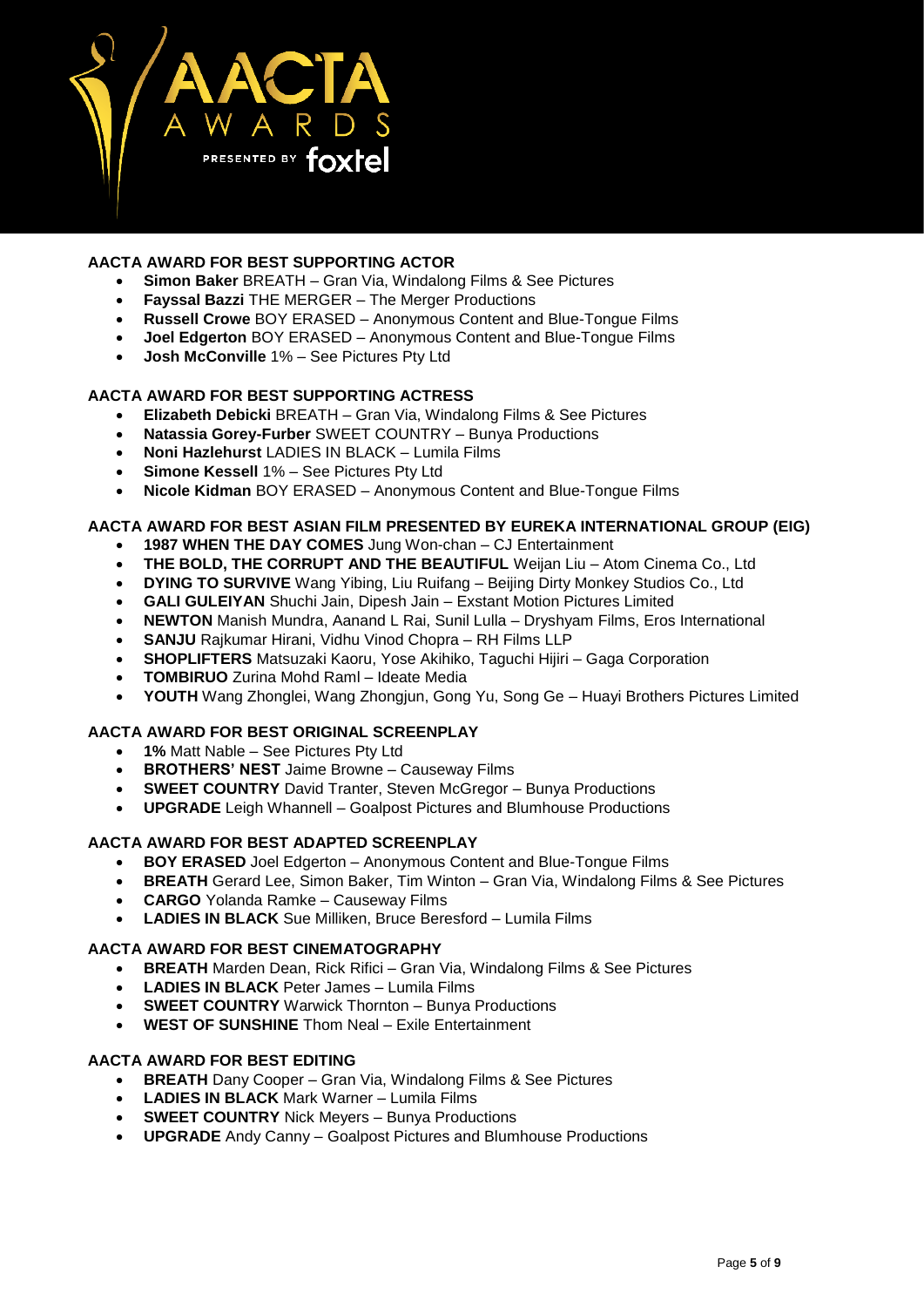## AACTA AWARD FOR BEST SUPPORTING ACTOR

- **Simon Baker** BREATH – Gran Via, Windalong Films & See Pictures
- **Fayssal Bazzi** THE MERGER – The Merger Productions
- **Russell Crowe** BOY ERASED – Anonymous Content and Blue-Tongue Films
- **Joel Edgerton** BOY ERASED – Anonymous Content and Blue-Tongue Films
- **Josh McConville** 1% – See Pictures Pty Ltd

## AACTA AWARD FOR BEST SUPPORTING ACTRESS

- **Elizabeth Debicki** BREATH – Gran Via, Windalong Films & See Pictures
- **Natassia Gorey-Furber** SWEET COUNTRY – Bunya Productions
- **Noni Hazlehurst** LADIES IN BLACK – Lumila Films
- **Simone Kessell** 1% – See Pictures Pty Ltd
- **Nicole Kidman** BOY ERASED – Anonymous Content and Blue-Tongue Films

## AACTA AWARD FOR BEST ASIAN FILM PRESENTED BY EUREKA INTERNATIONAL GROUP (EIG)

- **1987 WHEN THE DAY COMES** Jung Won-chan – CJ Entertainment
- **THE BOLD, THE CORRUPT AND THE BEAUTIFUL** Weijan Liu – Atom Cinema Co., Ltd
- **DYING TO SURVIVE** Wang Yibing, Liu Ruifang – Beijing Dirty Monkey Studios Co., Ltd
- **GALI GULEIYAN** Shuchi Jain, Dipesh Jain – Exstant Motion Pictures Limited
- **NEWTON** Manish Mundra, Aanand L Rai, Sunil Lulla – Dryshyam Films, Eros International
- **SANJU** Rajkumar Hirani, Vidhu Vinod Chopra – RH Films LLP
- **SHOPLIFTERS** Matsuzaki Kaoru, Yose Akihiko, Taguchi Hijiri – Gaga Corporation
- **TOMBIRUO** Zurina Mohd Raml – Ideate Media
- **YOUTH** Wang Zhonglei, Wang Zhongjun, Gong Yu, Song Ge – Huayi Brothers Pictures Limited

## AACTA AWARD FOR BEST ORIGINAL SCREENPLAY

- **1%** Matt Nable – See Pictures Pty Ltd
- **BROTHERS' NEST** Jaime Browne – Causeway Films
- **SWEET COUNTRY** David Tranter, Steven McGregor – Bunya Productions
- **UPGRADE** Leigh Whannell – Goalpost Pictures and Blumhouse Productions

## AACTA AWARD FOR BEST ADAPTED SCREENPLAY

- **BOY ERASED** Joel Edgerton – Anonymous Content and Blue-Tongue Films
- **BREATH** Gerard Lee, Simon Baker, Tim Winton – Gran Via, Windalong Films & See Pictures
- **CARGO** Yolanda Ramke – Causeway Films
- **LADIES IN BLACK** Sue Milliken, Bruce Beresford – Lumila Films

## AACTA AWARD FOR BEST CINEMATOGRAPHY

- **BREATH** Marden Dean, Rick Rifici – Gran Via, Windalong Films & See Pictures
- **LADIES IN BLACK** Peter James – Lumila Films
- **SWEET COUNTRY** Warwick Thornton – Bunya Productions
- **WEST OF SUNSHINE** Thom Neal – Exile Entertainment

## AACTA AWARD FOR BEST EDITING

- **BREATH** Dany Cooper – Gran Via, Windalong Films & See Pictures
- **LADIES IN BLACK** Mark Warner – Lumila Films
- **SWEET COUNTRY** Nick Meyers – Bunya Productions
- **UPGRADE** Andy Canny – Goalpost Pictures and Blumhouse Productions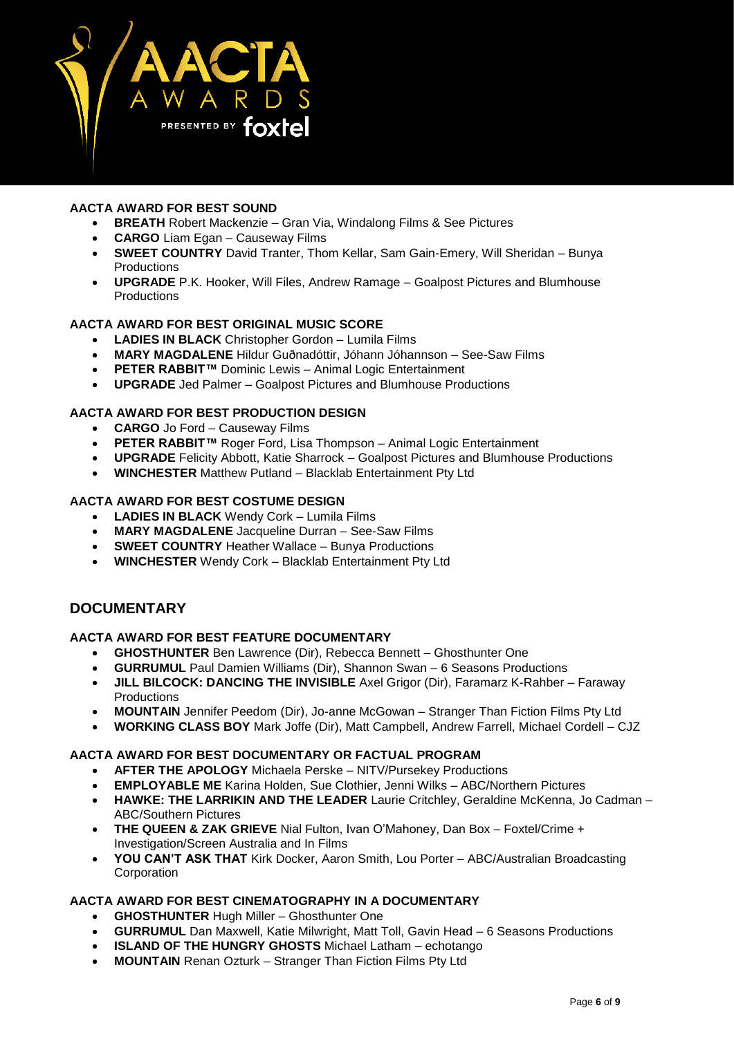#### AACTA AWARD FOR BEST SOUND

- **BREATH** Robert Mackenzie – Gran Via, Windalong Films & See Pictures
- **CARGO** Liam Egan – Causeway Films
- **SWEET COUNTRY** David Tranter, Thom Kellar, Sam Gain-Emery, Will Sheridan – Bunya Productions
- **UPGRADE** P.K. Hooker, Will Files, Andrew Ramage – Goalpost Pictures and Blumhouse Productions

#### AACTA AWARD FOR BEST ORIGINAL MUSIC SCORE

- **LADIES IN BLACK** Christopher Gordon – Lumila Films
- **MARY MAGDALENE** Hildur Guðnadóttir, Jóhann Jóhannson – See-Saw Films
- **PETER RABBIT™** Dominic Lewis – Animal Logic Entertainment
- **UPGRADE** Jed Palmer – Goalpost Pictures and Blumhouse Productions

#### AACTA AWARD FOR BEST PRODUCTION DESIGN

- **CARGO** Jo Ford – Causeway Films
- **PETER RABBIT™** Roger Ford, Lisa Thompson – Animal Logic Entertainment
- **UPGRADE** Felicity Abbott, Katie Sharrock – Goalpost Pictures and Blumhouse Productions
- **WINCHESTER** Matthew Putland – Blacklab Entertainment Pty Ltd

#### AACTA AWARD FOR BEST COSTUME DESIGN

- **LADIES IN BLACK** Wendy Cork – Lumila Films
- **MARY MAGDALENE** Jacqueline Durran – See-Saw Films
- **SWEET COUNTRY** Heather Wallace – Bunya Productions
- **WINCHESTER** Wendy Cork – Blacklab Entertainment Pty Ltd

## DOCUMENTARY

#### AACTA AWARD FOR BEST FEATURE DOCUMENTARY

- **GHOSTHUNTER** Ben Lawrence (Dir), Rebecca Bennett – Ghosthunter One
- **GURRUMUL** Paul Damien Williams (Dir), Shannon Swan – 6 Seasons Productions
- **JILL BILCOCK: DANCING THE INVISIBLE** Axel Grigor (Dir), Faramarz K-Rahber – Faraway Productions
- **MOUNTAIN** Jennifer Peedom (Dir), Jo-anne McGowan – Stranger Than Fiction Films Pty Ltd
- **WORKING CLASS BOY** Mark Joffe (Dir), Matt Campbell, Andrew Farrell, Michael Cordell – CJZ

#### AACTA AWARD FOR BEST DOCUMENTARY OR FACTUAL PROGRAM

- **AFTER THE APOLOGY** Michaela Perske – NITV/Pursekey Productions
- **EMPLOYABLE ME** Karina Holden, Sue Clothier, Jenni Wilks – ABC/Northern Pictures
- **HAWKE: THE LARRIKIN AND THE LEADER** Laurie Critchley, Geraldine McKenna, Jo Cadman – ABC/Southern Pictures
- **THE QUEEN & ZAK GRIEVE** Nial Fulton, Ivan O'Mahoney, Dan Box – Foxtel/Crime + Investigation/Screen Australia and In Films
- **YOU CAN'T ASK THAT** Kirk Docker, Aaron Smith, Lou Porter – ABC/Australian Broadcasting Corporation

#### AACTA AWARD FOR BEST CINEMATOGRAPHY IN A DOCUMENTARY

- **GHOSTHUNTER** Hugh Miller – Ghosthunter One
- **GURRUMUL** Dan Maxwell, Katie Milwright, Matt Toll, Gavin Head – 6 Seasons Productions
- **ISLAND OF THE HUNGRY GHOSTS** Michael Latham – echotango
- **MOUNTAIN** Renan Ozturk – Stranger Than Fiction Films Pty Ltd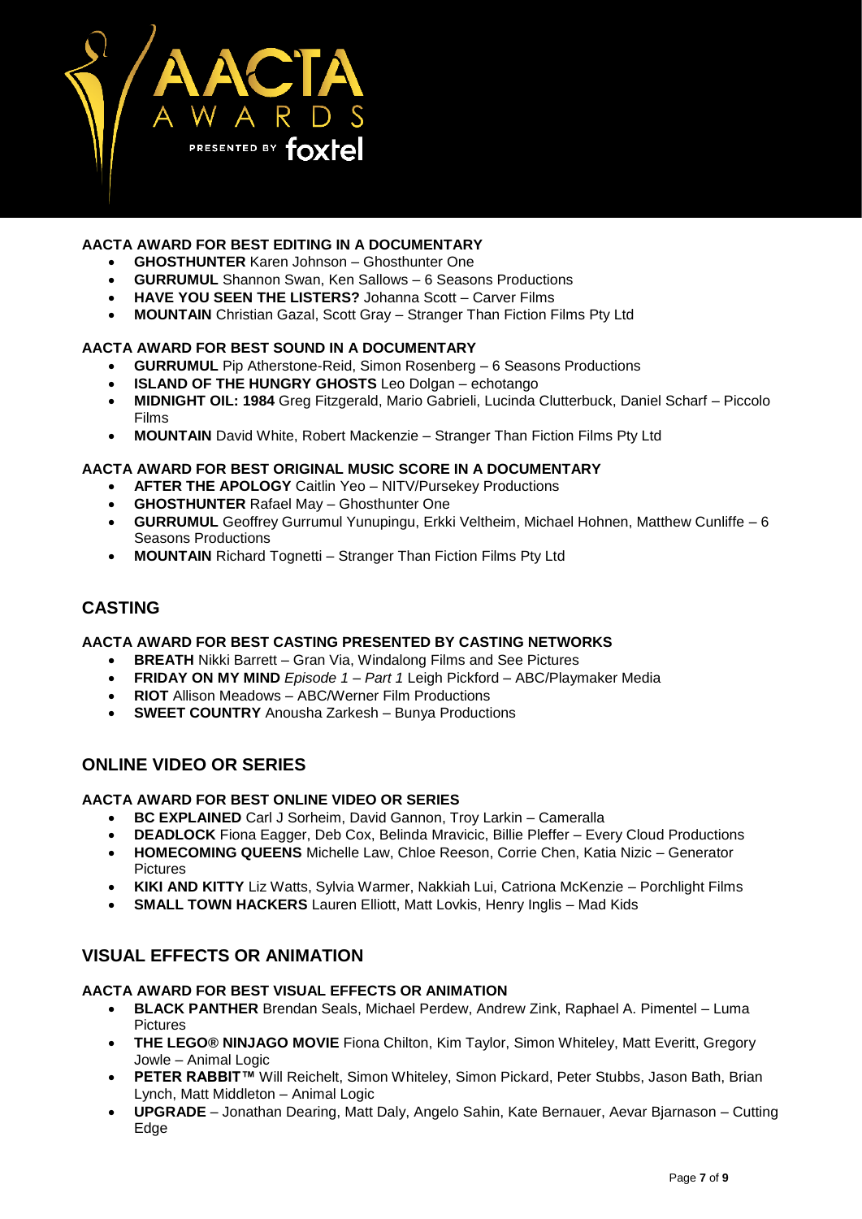#### AACTA AWARD FOR BEST EDITING IN A DOCUMENTARY

- **GHOSTHUNTER** Karen Johnson – Ghosthunter One
- **GURRUMUL** Shannon Swan, Ken Sallows – 6 Seasons Productions
- **HAVE YOU SEEN THE LISTERS?** Johanna Scott – Carver Films
- **MOUNTAIN** Christian Gazal, Scott Gray – Stranger Than Fiction Films Pty Ltd

#### AACTA AWARD FOR BEST SOUND IN A DOCUMENTARY

- **GURRUMUL** Pip Atherstone-Reid, Simon Rosenberg – 6 Seasons Productions
- **ISLAND OF THE HUNGRY GHOSTS** Leo Dolgan – echotango
- **MIDNIGHT OIL: 1984** Greg Fitzgerald, Mario Gabrieli, Lucinda Clutterbuck, Daniel Scharf – Piccolo Films
- **MOUNTAIN** David White, Robert Mackenzie – Stranger Than Fiction Films Pty Ltd

#### AACTA AWARD FOR BEST ORIGINAL MUSIC SCORE IN A DOCUMENTARY

- **AFTER THE APOLOGY** Caitlin Yeo – NITV/Pursekey Productions
- **GHOSTHUNTER** Rafael May – Ghosthunter One
- **GURRUMUL** Geoffrey Gurrumul Yunupingu, Erkki Veltheim, Michael Hohnen, Matthew Cunliffe – 6 Seasons Productions
- **MOUNTAIN** Richard Tognetti – Stranger Than Fiction Films Pty Ltd

## CASTING

#### AACTA AWARD FOR BEST CASTING PRESENTED BY CASTING NETWORKS

- **BREATH** Nikki Barrett – Gran Via, Windalong Films and See Pictures
- **FRIDAY ON MY MIND** *Episode 1 – Part 1* Leigh Pickford – ABC/Playmaker Media
- **RIOT** Allison Meadows – ABC/Werner Film Productions
- **SWEET COUNTRY** Anousha Zarkesh – Bunya Productions

## ONLINE VIDEO OR SERIES

#### AACTA AWARD FOR BEST ONLINE VIDEO OR SERIES

- **BC EXPLAINED** Carl J Sorheim, David Gannon, Troy Larkin – Cameralla
- **DEADLOCK** Fiona Eagger, Deb Cox, Belinda Mravicic, Billie Pleffer – Every Cloud Productions
- **HOMECOMING QUEENS** Michelle Law, Chloe Reeson, Corrie Chen, Katia Nizic – Generator Pictures
- **KIKI AND KITTY** Liz Watts, Sylvia Warmer, Nakkiah Lui, Catriona McKenzie – Porchlight Films
- **SMALL TOWN HACKERS** Lauren Elliott, Matt Lovkis, Henry Inglis – Mad Kids

## VISUAL EFFECTS OR ANIMATION

#### AACTA AWARD FOR BEST VISUAL EFFECTS OR ANIMATION

- **BLACK PANTHER** Brendan Seals, Michael Perdew, Andrew Zink, Raphael A. Pimentel – Luma Pictures
- **THE LEGO® NINJAGO MOVIE** Fiona Chilton, Kim Taylor, Simon Whiteley, Matt Everitt, Gregory Jowle – Animal Logic
- **PETER RABBIT™** Will Reichelt, Simon Whiteley, Simon Pickard, Peter Stubbs, Jason Bath, Brian Lynch, Matt Middleton – Animal Logic
- **UPGRADE** – Jonathan Dearing, Matt Daly, Angelo Sahin, Kate Bernauer, Aevar Bjarnason – Cutting Edge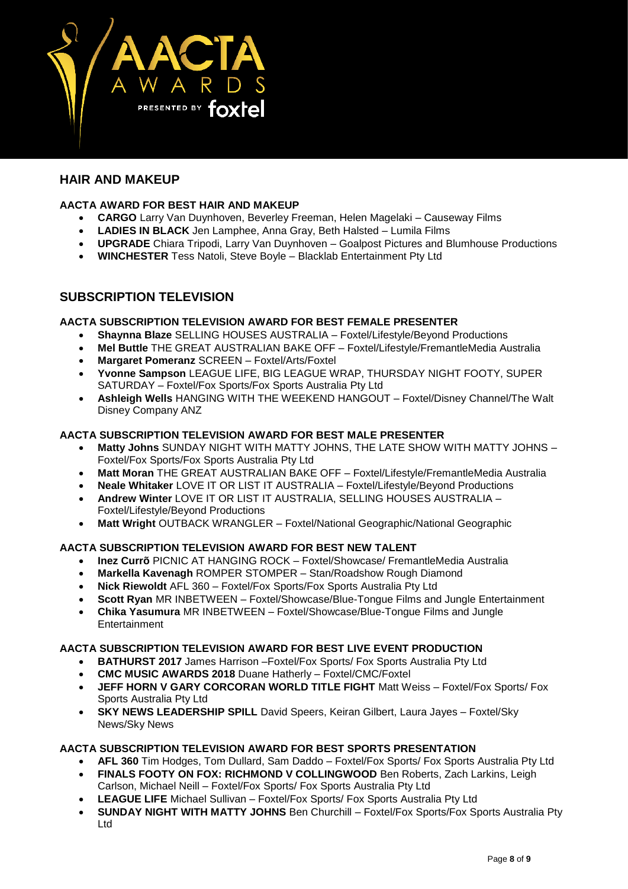## HAIR AND MAKEUP

### AACTA AWARD FOR BEST HAIR AND MAKEUP

- **CARGO** Larry Van Duynhoven, Beverley Freeman, Helen Magelaki – Causeway Films
- **LADIES IN BLACK** Jen Lamphee, Anna Gray, Beth Halsted – Lumila Films
- **UPGRADE** Chiara Tripodi, Larry Van Duynhoven – Goalpost Pictures and Blumhouse Productions
- **WINCHESTER** Tess Natoli, Steve Boyle – Blacklab Entertainment Pty Ltd

## SUBSCRIPTION TELEVISION

### AACTA SUBSCRIPTION TELEVISION AWARD FOR BEST FEMALE PRESENTER

- **Shaynna Blaze** SELLING HOUSES AUSTRALIA – Foxtel/Lifestyle/Beyond Productions
- **Mel Buttle** THE GREAT AUSTRALIAN BAKE OFF – Foxtel/Lifestyle/FremantleMedia Australia
- **Margaret Pomeranz** SCREEN – Foxtel/Arts/Foxtel
- **Yvonne Sampson** LEAGUE LIFE, BIG LEAGUE WRAP, THURSDAY NIGHT FOOTY, SUPER SATURDAY – Foxtel/Fox Sports/Fox Sports Australia Pty Ltd
- **Ashleigh Wells** HANGING WITH THE WEEKEND HANGOUT – Foxtel/Disney Channel/The Walt Disney Company ANZ

### AACTA SUBSCRIPTION TELEVISION AWARD FOR BEST MALE PRESENTER

- **Matty Johns** SUNDAY NIGHT WITH MATTY JOHNS, THE LATE SHOW WITH MATTY JOHNS – Foxtel/Fox Sports/Fox Sports Australia Pty Ltd
- **Matt Moran** THE GREAT AUSTRALIAN BAKE OFF – Foxtel/Lifestyle/FremantleMedia Australia
- **Neale Whitaker** LOVE IT OR LIST IT AUSTRALIA – Foxtel/Lifestyle/Beyond Productions
- **Andrew Winter** LOVE IT OR LIST IT AUSTRALIA, SELLING HOUSES AUSTRALIA – Foxtel/Lifestyle/Beyond Productions
- **Matt Wright** OUTBACK WRANGLER – Foxtel/National Geographic/National Geographic

### AACTA SUBSCRIPTION TELEVISION AWARD FOR BEST NEW TALENT

- **Inez Currõ** PICNIC AT HANGING ROCK – Foxtel/Showcase/ FremantleMedia Australia
- **Markella Kavenagh** ROMPER STOMPER – Stan/Roadshow Rough Diamond
- **Nick Riewoldt** AFL 360 – Foxtel/Fox Sports/Fox Sports Australia Pty Ltd
- **Scott Ryan** MR INBETWEEN – Foxtel/Showcase/Blue-Tongue Films and Jungle Entertainment
- **Chika Yasumura** MR INBETWEEN – Foxtel/Showcase/Blue-Tongue Films and Jungle Entertainment

### AACTA SUBSCRIPTION TELEVISION AWARD FOR BEST LIVE EVENT PRODUCTION

- **BATHURST 2017** James Harrison –Foxtel/Fox Sports/ Fox Sports Australia Pty Ltd
- **CMC MUSIC AWARDS 2018** Duane Hatherly – Foxtel/CMC/Foxtel
- **JEFF HORN V GARY CORCORAN WORLD TITLE FIGHT** Matt Weiss – Foxtel/Fox Sports/ Fox Sports Australia Pty Ltd
- **SKY NEWS LEADERSHIP SPILL** David Speers, Keiran Gilbert, Laura Jayes – Foxtel/Sky News/Sky News

### AACTA SUBSCRIPTION TELEVISION AWARD FOR BEST SPORTS PRESENTATION

- **AFL 360** Tim Hodges, Tom Dullard, Sam Daddo – Foxtel/Fox Sports/ Fox Sports Australia Pty Ltd
- **FINALS FOOTY ON FOX: RICHMOND V COLLINGWOOD** Ben Roberts, Zach Larkins, Leigh Carlson, Michael Neill – Foxtel/Fox Sports/ Fox Sports Australia Pty Ltd
- **LEAGUE LIFE** Michael Sullivan – Foxtel/Fox Sports/ Fox Sports Australia Pty Ltd
- **SUNDAY NIGHT WITH MATTY JOHNS** Ben Churchill – Foxtel/Fox Sports/Fox Sports Australia Pty Ltd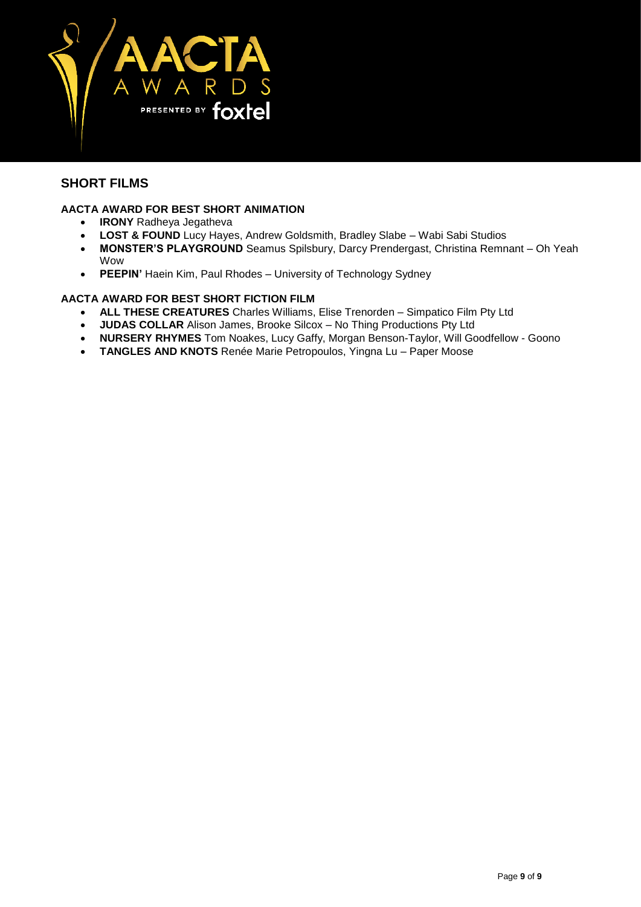## SHORT FILMS

### AACTA AWARD FOR BEST SHORT ANIMATION

- **IRONY** Radheya Jegatheva
- **LOST & FOUND** Lucy Hayes, Andrew Goldsmith, Bradley Slabe – Wabi Sabi Studios
- **MONSTER'S PLAYGROUND** Seamus Spilsbury, Darcy Prendergast, Christina Remnant – Oh Yeah Wow
- **PEEPIN'** Haein Kim, Paul Rhodes – University of Technology Sydney

### AACTA AWARD FOR BEST SHORT FICTION FILM

- **ALL THESE CREATURES** Charles Williams, Elise Trenorden – Simpatico Film Pty Ltd
- **JUDAS COLLAR** Alison James, Brooke Silcox – No Thing Productions Pty Ltd
- **NURSERY RHYMES** Tom Noakes, Lucy Gaffy, Morgan Benson-Taylor, Will Goodfellow - Goono
- **TANGLES AND KNOTS** Renée Marie Petropoulos, Yingna Lu – Paper Moose